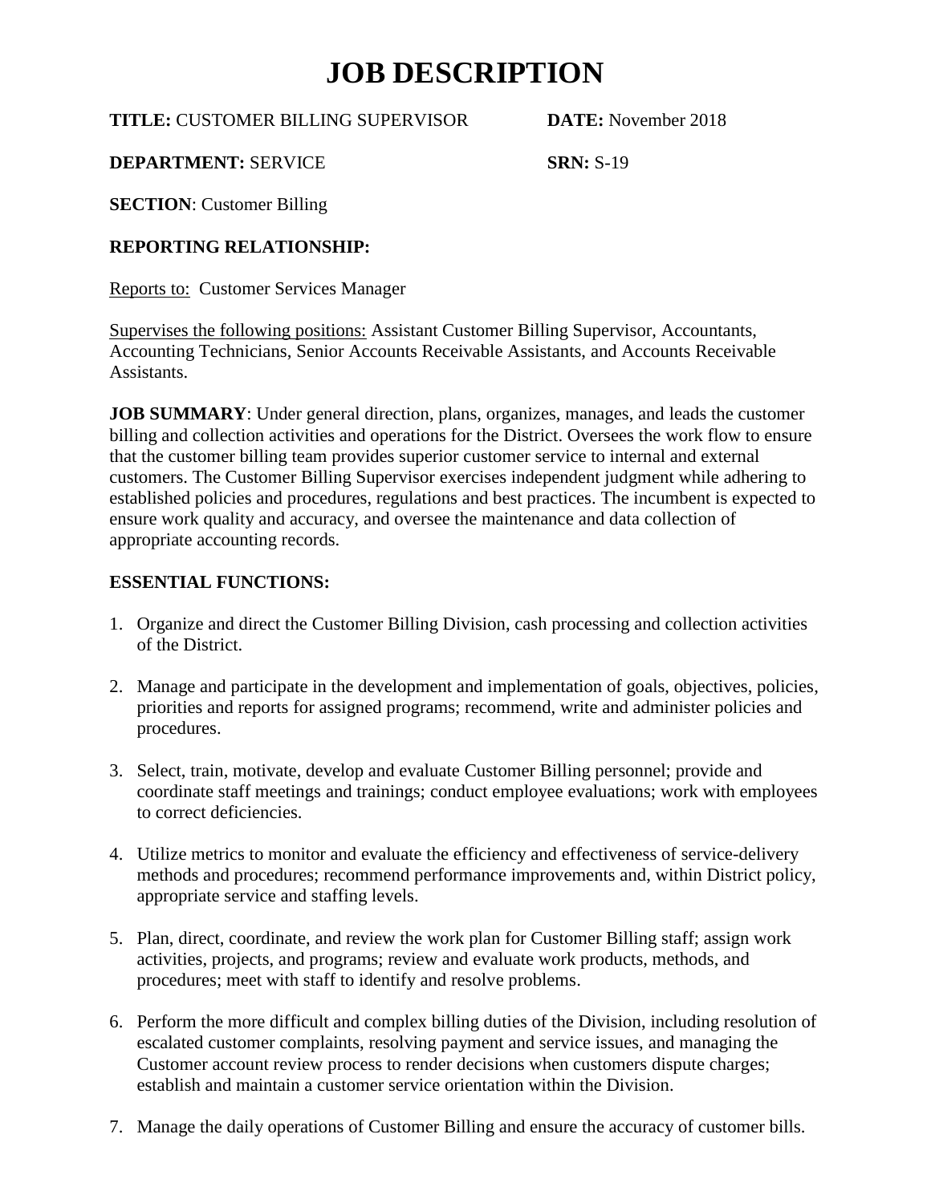# JOB DESCRIPTION

**TITLE:** CUSTOMER BILLING SUPERVISOR **DATE:** November 2018

**DEPARTMENT:** SERVICE **SRN:** S-19

**SECTION**: Customer Billing

**REPORTING RELATIONSHIP:**

Reports to: Customer Services Manager

Supervises the following positions: Assistant Customer Billing Supervisor, Accountants, Accounting Technicians, Senior Accounts Receivable Assistants, and Accounts Receivable Assistants.

**JOB SUMMARY**: Under general direction, plans, organizes, manages, and leads the customer billing and collection activities and operations for the District. Oversees the work flow to ensure that the customer billing team provides superior customer service to internal and external customers. The Customer Billing Supervisor exercises independent judgment while adhering to established policies and procedures, regulations and best practices. The incumbent is expected to ensure work quality and accuracy, and oversee the maintenance and data collection of appropriate accounting records.

**ESSENTIAL FUNCTIONS:**

1. Organize and direct the Customer Billing Division, cash processing and collection activities of the District.

2. Manage and participate in the development and implementation of goals, objectives, policies, priorities and reports for assigned programs; recommend, write and administer policies and procedures.

3. Select, train, motivate, develop and evaluate Customer Billing personnel; provide and coordinate staff meetings and trainings; conduct employee evaluations; work with employees to correct deficiencies.

4. Utilize metrics to monitor and evaluate the efficiency and effectiveness of service-delivery methods and procedures; recommend performance improvements and, within District policy, appropriate service and staffing levels.

5. Plan, direct, coordinate, and review the work plan for Customer Billing staff; assign work activities, projects, and programs; review and evaluate work products, methods, and procedures; meet with staff to identify and resolve problems.

6. Perform the more difficult and complex billing duties of the Division, including resolution of escalated customer complaints, resolving payment and service issues, and managing the Customer account review process to render decisions when customers dispute charges; establish and maintain a customer service orientation within the Division.

7. Manage the daily operations of Customer Billing and ensure the accuracy of customer bills.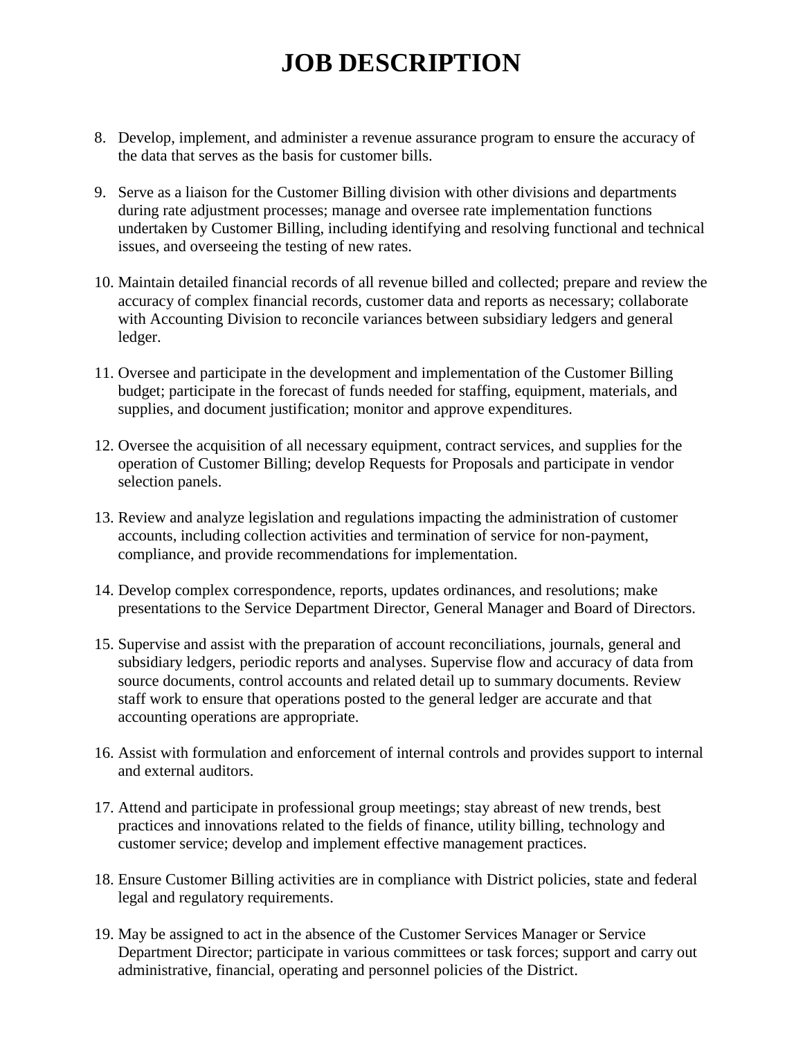# JOB DESCRIPTION

8. Develop, implement, and administer a revenue assurance program to ensure the accuracy of the data that serves as the basis for customer bills.

9. Serve as a liaison for the Customer Billing division with other divisions and departments during rate adjustment processes; manage and oversee rate implementation functions undertaken by Customer Billing, including identifying and resolving functional and technical issues, and overseeing the testing of new rates.

10. Maintain detailed financial records of all revenue billed and collected; prepare and review the accuracy of complex financial records, customer data and reports as necessary; collaborate with Accounting Division to reconcile variances between subsidiary ledgers and general ledger.

11. Oversee and participate in the development and implementation of the Customer Billing budget; participate in the forecast of funds needed for staffing, equipment, materials, and supplies, and document justification; monitor and approve expenditures.

12. Oversee the acquisition of all necessary equipment, contract services, and supplies for the operation of Customer Billing; develop Requests for Proposals and participate in vendor selection panels.

13. Review and analyze legislation and regulations impacting the administration of customer accounts, including collection activities and termination of service for non-payment, compliance, and provide recommendations for implementation.

14. Develop complex correspondence, reports, updates ordinances, and resolutions; make presentations to the Service Department Director, General Manager and Board of Directors.

15. Supervise and assist with the preparation of account reconciliations, journals, general and subsidiary ledgers, periodic reports and analyses. Supervise flow and accuracy of data from source documents, control accounts and related detail up to summary documents. Review staff work to ensure that operations posted to the general ledger are accurate and that accounting operations are appropriate.

16. Assist with formulation and enforcement of internal controls and provides support to internal and external auditors.

17. Attend and participate in professional group meetings; stay abreast of new trends, best practices and innovations related to the fields of finance, utility billing, technology and customer service; develop and implement effective management practices.

18. Ensure Customer Billing activities are in compliance with District policies, state and federal legal and regulatory requirements.

19. May be assigned to act in the absence of the Customer Services Manager or Service Department Director; participate in various committees or task forces; support and carry out administrative, financial, operating and personnel policies of the District.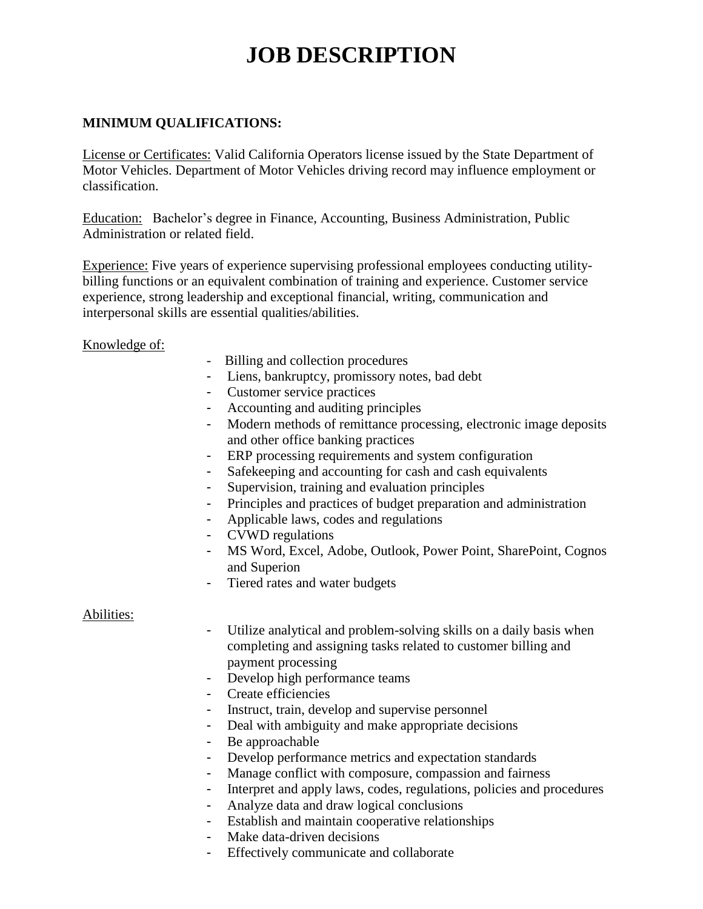# JOB DESCRIPTION

**MINIMUM QUALIFICATIONS:**

License or Certificates: Valid California Operators license issued by the State Department of Motor Vehicles. Department of Motor Vehicles driving record may influence employment or classification.

Education: Bachelor's degree in Finance, Accounting, Business Administration, Public Administration or related field.

Experience: Five years of experience supervising professional employees conducting utility-billing functions or an equivalent combination of training and experience. Customer service experience, strong leadership and exceptional financial, writing, communication and interpersonal skills are essential qualities/abilities.

Knowledge of:

- Billing and collection procedures
- Liens, bankruptcy, promissory notes, bad debt
- Customer service practices
- Accounting and auditing principles
- Modern methods of remittance processing, electronic image deposits and other office banking practices
- ERP processing requirements and system configuration
- Safekeeping and accounting for cash and cash equivalents
- Supervision, training and evaluation principles
- Principles and practices of budget preparation and administration
- Applicable laws, codes and regulations
- CVWD regulations
- MS Word, Excel, Adobe, Outlook, Power Point, SharePoint, Cognos and Superion
- Tiered rates and water budgets

Abilities:

- Utilize analytical and problem-solving skills on a daily basis when completing and assigning tasks related to customer billing and payment processing
- Develop high performance teams
- Create efficiencies
- Instruct, train, develop and supervise personnel
- Deal with ambiguity and make appropriate decisions
- Be approachable
- Develop performance metrics and expectation standards
- Manage conflict with composure, compassion and fairness
- Interpret and apply laws, codes, regulations, policies and procedures
- Analyze data and draw logical conclusions
- Establish and maintain cooperative relationships
- Make data-driven decisions
- Effectively communicate and collaborate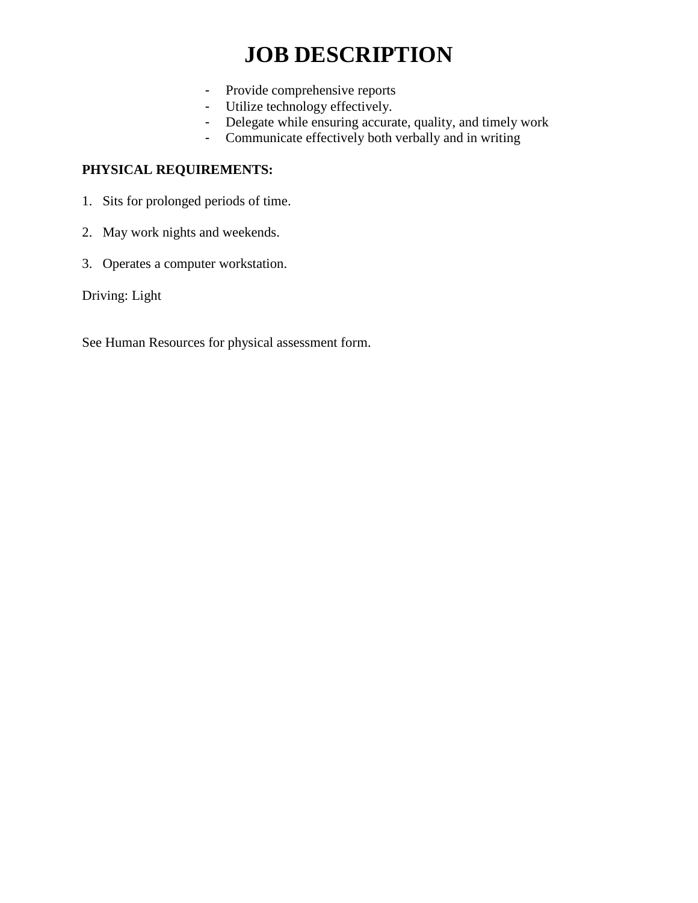# JOB DESCRIPTION

- Provide comprehensive reports
- Utilize technology effectively.
- Delegate while ensuring accurate, quality, and timely work
- Communicate effectively both verbally and in writing

**PHYSICAL REQUIREMENTS:**

1. Sits for prolonged periods of time.

2. May work nights and weekends.

3. Operates a computer workstation.

Driving: Light

See Human Resources for physical assessment form.